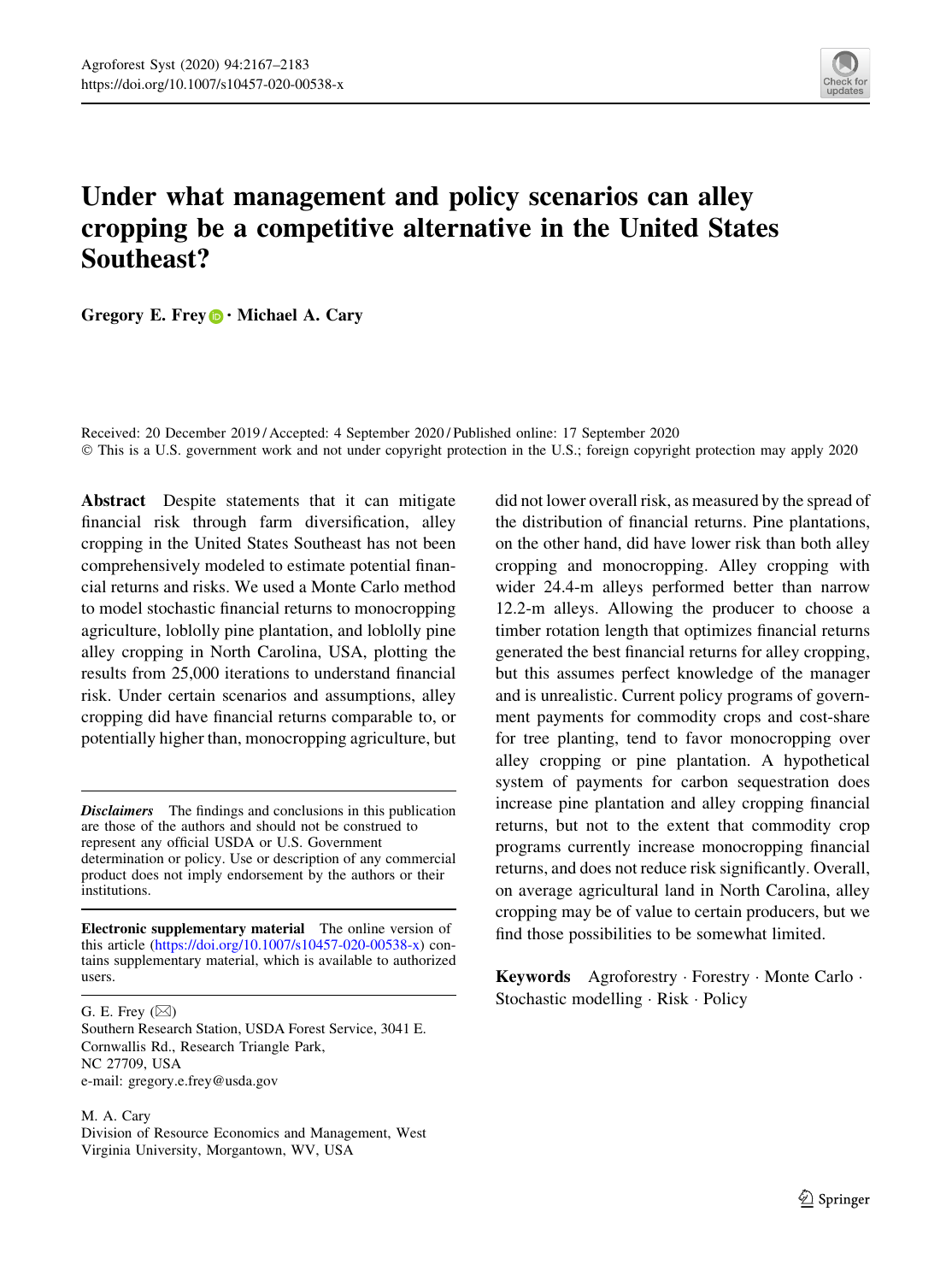# Under what management and policy scenarios can alley cropping be a competitive alternative in the United States Southeast?

**Gregory E. Frey · Michael A. Cary**

Received: 20 December 2019 / Accepted: 4 September 2020 / Published online: 17 September 2020
© This is a U.S. government work and not under copyright protection in the U.S.; foreign copyright protection may apply 2020

**Abstract** Despite statements that it can mitigate financial risk through farm diversification, alley cropping in the United States Southeast has not been comprehensively modeled to estimate potential financial returns and risks. We used a Monte Carlo method to model stochastic financial returns to monocropping agriculture, loblolly pine plantation, and loblolly pine alley cropping in North Carolina, USA, plotting the results from 25,000 iterations to understand financial risk. Under certain scenarios and assumptions, alley cropping did have financial returns comparable to, or potentially higher than, monocropping agriculture, but did not lower overall risk, as measured by the spread of the distribution of financial returns. Pine plantations, on the other hand, did have lower risk than both alley cropping and monocropping. Alley cropping with wider 24.4-m alleys performed better than narrow 12.2-m alleys. Allowing the producer to choose a timber rotation length that optimizes financial returns generated the best financial returns for alley cropping, but this assumes perfect knowledge of the manager and is unrealistic. Current policy programs of government payments for commodity crops and cost-share for tree planting, tend to favor monocropping over alley cropping or pine plantation. A hypothetical system of payments for carbon sequestration does increase pine plantation and alley cropping financial returns, but not to the extent that commodity crop programs currently increase monocropping financial returns, and does not reduce risk significantly. Overall, on average agricultural land in North Carolina, alley cropping may be of value to certain producers, but we find those possibilities to be somewhat limited.

**Keywords** Agroforestry · Forestry · Monte Carlo · Stochastic modelling · Risk · Policy

***Disclaimers*** The findings and conclusions in this publication are those of the authors and should not be construed to represent any official USDA or U.S. Government determination or policy. Use or description of any commercial product does not imply endorsement by the authors or their institutions.

**Electronic supplementary material** The online version of this article (https://doi.org/10.1007/s10457-020-00538-x) contains supplementary material, which is available to authorized users.

G. E. Frey (✉)
Southern Research Station, USDA Forest Service, 3041 E. Cornwallis Rd., Research Triangle Park, NC 27709, USA
e-mail: gregory.e.frey@usda.gov

M. A. Cary
Division of Resource Economics and Management, West Virginia University, Morgantown, WV, USA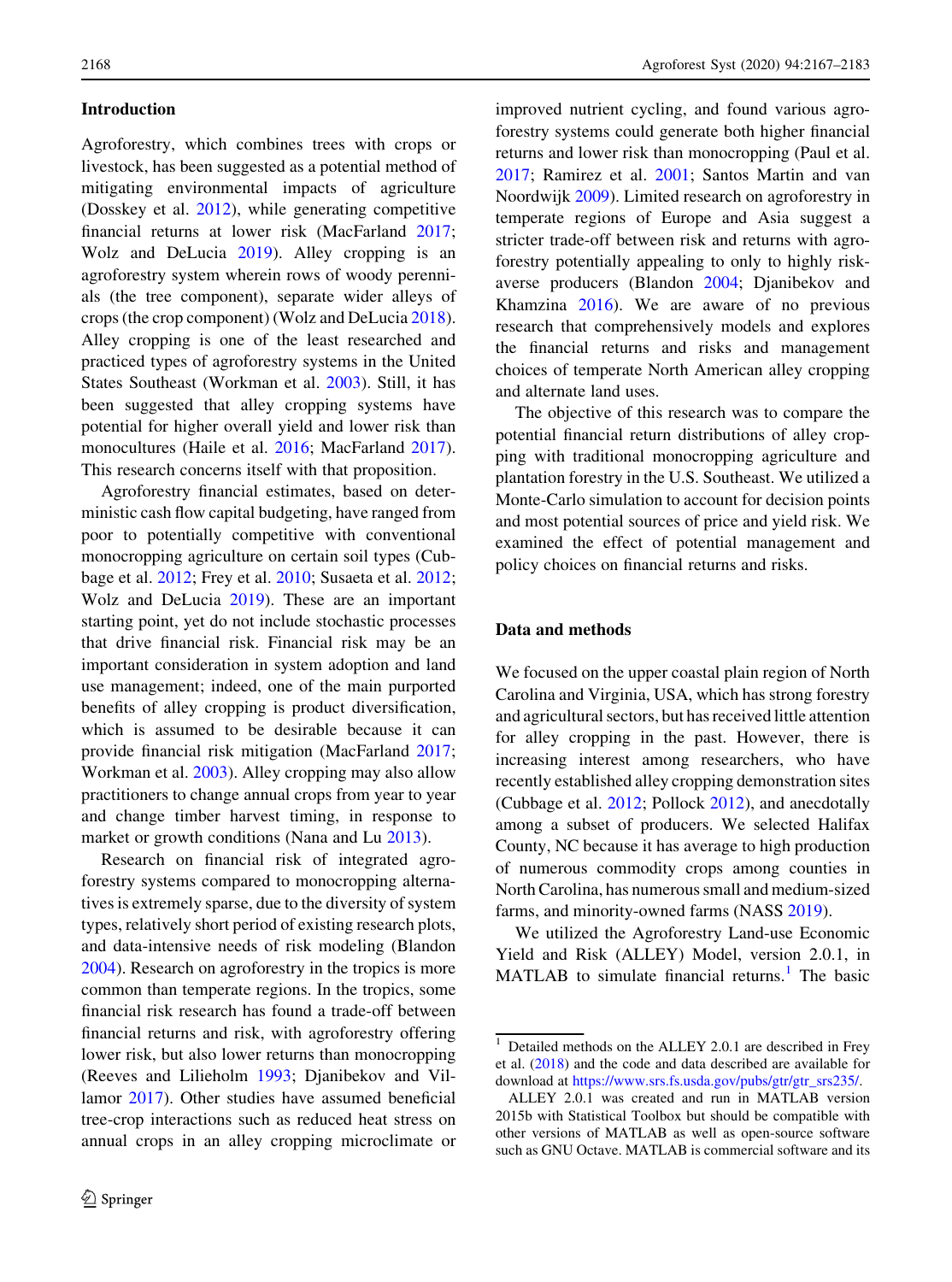## Introduction

Agroforestry, which combines trees with crops or livestock, has been suggested as a potential method of mitigating environmental impacts of agriculture (Dosskey et al. 2012), while generating competitive financial returns at lower risk (MacFarland 2017; Wolz and DeLucia 2019). Alley cropping is an agroforestry system wherein rows of woody perennials (the tree component), separate wider alleys of crops (the crop component) (Wolz and DeLucia 2018). Alley cropping is one of the least researched and practiced types of agroforestry systems in the United States Southeast (Workman et al. 2003). Still, it has been suggested that alley cropping systems have potential for higher overall yield and lower risk than monocultures (Haile et al. 2016; MacFarland 2017). This research concerns itself with that proposition.

Agroforestry financial estimates, based on deterministic cash flow capital budgeting, have ranged from poor to potentially competitive with conventional monocropping agriculture on certain soil types (Cubbage et al. 2012; Frey et al. 2010; Susaeta et al. 2012; Wolz and DeLucia 2019). These are an important starting point, yet do not include stochastic processes that drive financial risk. Financial risk may be an important consideration in system adoption and land use management; indeed, one of the main purported benefits of alley cropping is product diversification, which is assumed to be desirable because it can provide financial risk mitigation (MacFarland 2017; Workman et al. 2003). Alley cropping may also allow practitioners to change annual crops from year to year and change timber harvest timing, in response to market or growth conditions (Nana and Lu 2013).

Research on financial risk of integrated agroforestry systems compared to monocropping alternatives is extremely sparse, due to the diversity of system types, relatively short period of existing research plots, and data-intensive needs of risk modeling (Blandon 2004). Research on agroforestry in the tropics is more common than temperate regions. In the tropics, some financial risk research has found a trade-off between financial returns and risk, with agroforestry offering lower risk, but also lower returns than monocropping (Reeves and Lilieholm 1993; Djanibekov and Villamor 2017). Other studies have assumed beneficial tree-crop interactions such as reduced heat stress on annual crops in an alley cropping microclimate or improved nutrient cycling, and found various agroforestry systems could generate both higher financial returns and lower risk than monocropping (Paul et al. 2017; Ramirez et al. 2001; Santos Martin and van Noordwijk 2009). Limited research on agroforestry in temperate regions of Europe and Asia suggest a stricter trade-off between risk and returns with agroforestry potentially appealing to only to highly risk-averse producers (Blandon 2004; Djanibekov and Khamzina 2016). We are aware of no previous research that comprehensively models and explores the financial returns and risks and management choices of temperate North American alley cropping and alternate land uses.

The objective of this research was to compare the potential financial return distributions of alley cropping with traditional monocropping agriculture and plantation forestry in the U.S. Southeast. We utilized a Monte-Carlo simulation to account for decision points and most potential sources of price and yield risk. We examined the effect of potential management and policy choices on financial returns and risks.

## Data and methods

We focused on the upper coastal plain region of North Carolina and Virginia, USA, which has strong forestry and agricultural sectors, but has received little attention for alley cropping in the past. However, there is increasing interest among researchers, who have recently established alley cropping demonstration sites (Cubbage et al. 2012; Pollock 2012), and anecdotally among a subset of producers. We selected Halifax County, NC because it has average to high production of numerous commodity crops among counties in North Carolina, has numerous small and medium-sized farms, and minority-owned farms (NASS 2019).

We utilized the Agroforestry Land-use Economic Yield and Risk (ALLEY) Model, version 2.0.1, in MATLAB to simulate financial returns.[1] The basic

[1] Detailed methods on the ALLEY 2.0.1 are described in Frey et al. (2018) and the code and data described are available for download at https://www.srs.fs.usda.gov/pubs/gtr/gtr_srs235/.

ALLEY 2.0.1 was created and run in MATLAB version 2015b with Statistical Toolbox but should be compatible with other versions of MATLAB as well as open-source software such as GNU Octave. MATLAB is commercial software and its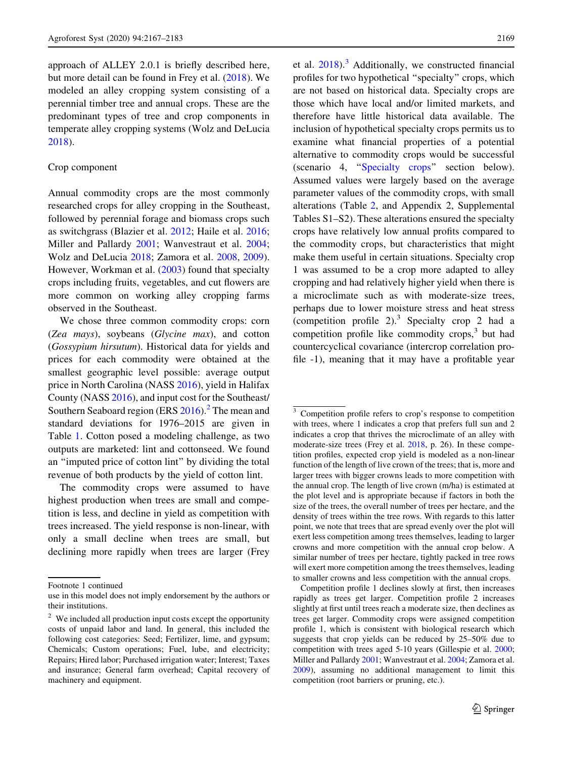approach of ALLEY 2.0.1 is briefly described here, but more detail can be found in Frey et al. (2018). We modeled an alley cropping system consisting of a perennial timber tree and annual crops. These are the predominant types of tree and crop components in temperate alley cropping systems (Wolz and DeLucia 2018).

### Crop component

Annual commodity crops are the most commonly researched crops for alley cropping in the Southeast, followed by perennial forage and biomass crops such as switchgrass (Blazier et al. 2012; Haile et al. 2016; Miller and Pallardy 2001; Wanvestraut et al. 2004; Wolz and DeLucia 2018; Zamora et al. 2008, 2009). However, Workman et al. (2003) found that specialty crops including fruits, vegetables, and cut flowers are more common on working alley cropping farms observed in the Southeast.

We chose three common commodity crops: corn (*Zea mays*), soybeans (*Glycine max*), and cotton (*Gossypium hirsutum*). Historical data for yields and prices for each commodity were obtained at the smallest geographic level possible: average output price in North Carolina (NASS 2016), yield in Halifax County (NASS 2016), and input cost for the Southeast/Southern Seaboard region (ERS 2016).[2] The mean and standard deviations for 1976–2015 are given in Table 1. Cotton posed a modeling challenge, as two outputs are marketed: lint and cottonseed. We found an "imputed price of cotton lint" by dividing the total revenue of both products by the yield of cotton lint.

The commodity crops were assumed to have highest production when trees are small and competition is less, and decline in yield as competition with trees increased. The yield response is non-linear, with only a small decline when trees are small, but declining more rapidly when trees are larger (Frey et al. 2018).[3] Additionally, we constructed financial profiles for two hypothetical "specialty" crops, which are not based on historical data. Specialty crops are those which have local and/or limited markets, and therefore have little historical data available. The inclusion of hypothetical specialty crops permits us to examine what financial properties of a potential alternative to commodity crops would be successful (scenario 4, "Specialty crops" section below). Assumed values were largely based on the average parameter values of the commodity crops, with small alterations (Table 2, and Appendix 2, Supplemental Tables S1–S2). These alterations ensured the specialty crops have relatively low annual profits compared to the commodity crops, but characteristics that might make them useful in certain situations. Specialty crop 1 was assumed to be a crop more adapted to alley cropping and had relatively higher yield when there is a microclimate such as with moderate-size trees, perhaps due to lower moisture stress and heat stress (competition profile 2).[3] Specialty crop 2 had a competition profile like commodity crops,[3] but had countercyclical covariance (intercrop correlation profile -1), meaning that it may have a profitable year

---

Footnote 1 continued
use in this model does not imply endorsement by the authors or their institutions.

[2] We included all production input costs except the opportunity costs of unpaid labor and land. In general, this included the following cost categories: Seed; Fertilizer, lime, and gypsum; Chemicals; Custom operations; Fuel, lube, and electricity; Repairs; Hired labor; Purchased irrigation water; Interest; Taxes and insurance; General farm overhead; Capital recovery of machinery and equipment.

[3] Competition profile refers to crop's response to competition with trees, where 1 indicates a crop that prefers full sun and 2 indicates a crop that thrives the microclimate of an alley with moderate-size trees (Frey et al. 2018, p. 26). In these competition profiles, expected crop yield is modeled as a non-linear function of the length of live crown of the trees; that is, more and larger trees with bigger crowns leads to more competition with the annual crop. The length of live crown (m/ha) is estimated at the plot level and is appropriate because it factors in both the size of the trees, the overall number of trees per hectare, and the density of trees within the tree rows. With regards to this latter point, we note that trees that are spread evenly over the plot will exert less competition among trees themselves, leading to larger crowns and more competition with the annual crop below. A similar number of trees per hectare, tightly packed in tree rows will exert more competition among the trees themselves, leading to smaller crowns and less competition with the annual crops.

Competition profile 1 declines slowly at first, then increases rapidly as trees get larger. Competition profile 2 increases slightly at first until trees reach a moderate size, then declines as trees get larger. Commodity crops were assigned competition profile 1, which is consistent with biological research which suggests that crop yields can be reduced by 25–50% due to competition with trees aged 5-10 years (Gillespie et al. 2000; Miller and Pallardy 2001; Wanvestraut et al. 2004; Zamora et al. 2009), assuming no additional management to limit this competition (root barriers or pruning, etc.).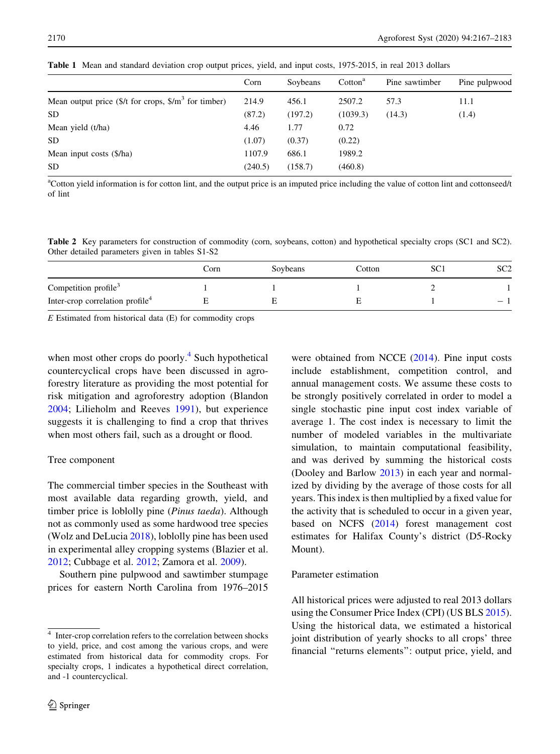**Table 1** Mean and standard deviation crop output prices, yield, and input costs, 1975-2015, in real 2013 dollars

| | Corn | Soybeans | Cotton[a] | Pine sawtimber | Pine pulpwood |
|---|---|---|---|---|---|
| Mean output price ($/t for crops, $/m$^3$ for timber) | 214.9 | 456.1 | 2507.2 | 57.3 | 11.1 |
| SD | (87.2) | (197.2) | (1039.3) | (14.3) | (1.4) |
| Mean yield (t/ha) | 4.46 | 1.77 | 0.72 | | |
| SD | (1.07) | (0.37) | (0.22) | | |
| Mean input costs ($/ha) | 1107.9 | 686.1 | 1989.2 | | |
| SD | (240.5) | (158.7) | (460.8) | | |

[a]Cotton yield information is for cotton lint, and the output price is an imputed price including the value of cotton lint and cottonseed/t of lint

**Table 2** Key parameters for construction of commodity (corn, soybeans, cotton) and hypothetical specialty crops (SC1 and SC2). Other detailed parameters given in tables S1-S2

| | Corn | Soybeans | Cotton | SC1 | SC2 |
|---|---|---|---|---|---|
| Competition profile[3] | 1 | 1 | 1 | 2 | 1 |
| Inter-crop correlation profile[4] | E | E | E | 1 | − 1 |

*E* Estimated from historical data (E) for commodity crops

when most other crops do poorly.[4] Such hypothetical countercyclical crops have been discussed in agroforestry literature as providing the most potential for risk mitigation and agroforestry adoption (Blandon 2004; Lilieholm and Reeves 1991), but experience suggests it is challenging to find a crop that thrives when most others fail, such as a drought or flood.

Tree component

The commercial timber species in the Southeast with most available data regarding growth, yield, and timber price is loblolly pine (*Pinus taeda*). Although not as commonly used as some hardwood tree species (Wolz and DeLucia 2018), loblolly pine has been used in experimental alley cropping systems (Blazier et al. 2012; Cubbage et al. 2012; Zamora et al. 2009).

Southern pine pulpwood and sawtimber stumpage prices for eastern North Carolina from 1976–2015 were obtained from NCCE (2014). Pine input costs include establishment, competition control, and annual management costs. We assume these costs to be strongly positively correlated in order to model a single stochastic pine input cost index variable of average 1. The cost index is necessary to limit the number of modeled variables in the multivariate simulation, to maintain computational feasibility, and was derived by summing the historical costs (Dooley and Barlow 2013) in each year and normalized by dividing by the average of those costs for all years. This index is then multiplied by a fixed value for the activity that is scheduled to occur in a given year, based on NCFS (2014) forest management cost estimates for Halifax County's district (D5-Rocky Mount).

Parameter estimation

All historical prices were adjusted to real 2013 dollars using the Consumer Price Index (CPI) (US BLS 2015). Using the historical data, we estimated a historical joint distribution of yearly shocks to all crops' three financial "returns elements": output price, yield, and

[4] Inter-crop correlation refers to the correlation between shocks to yield, price, and cost among the various crops, and were estimated from historical data for commodity crops. For specialty crops, 1 indicates a hypothetical direct correlation, and -1 countercyclical.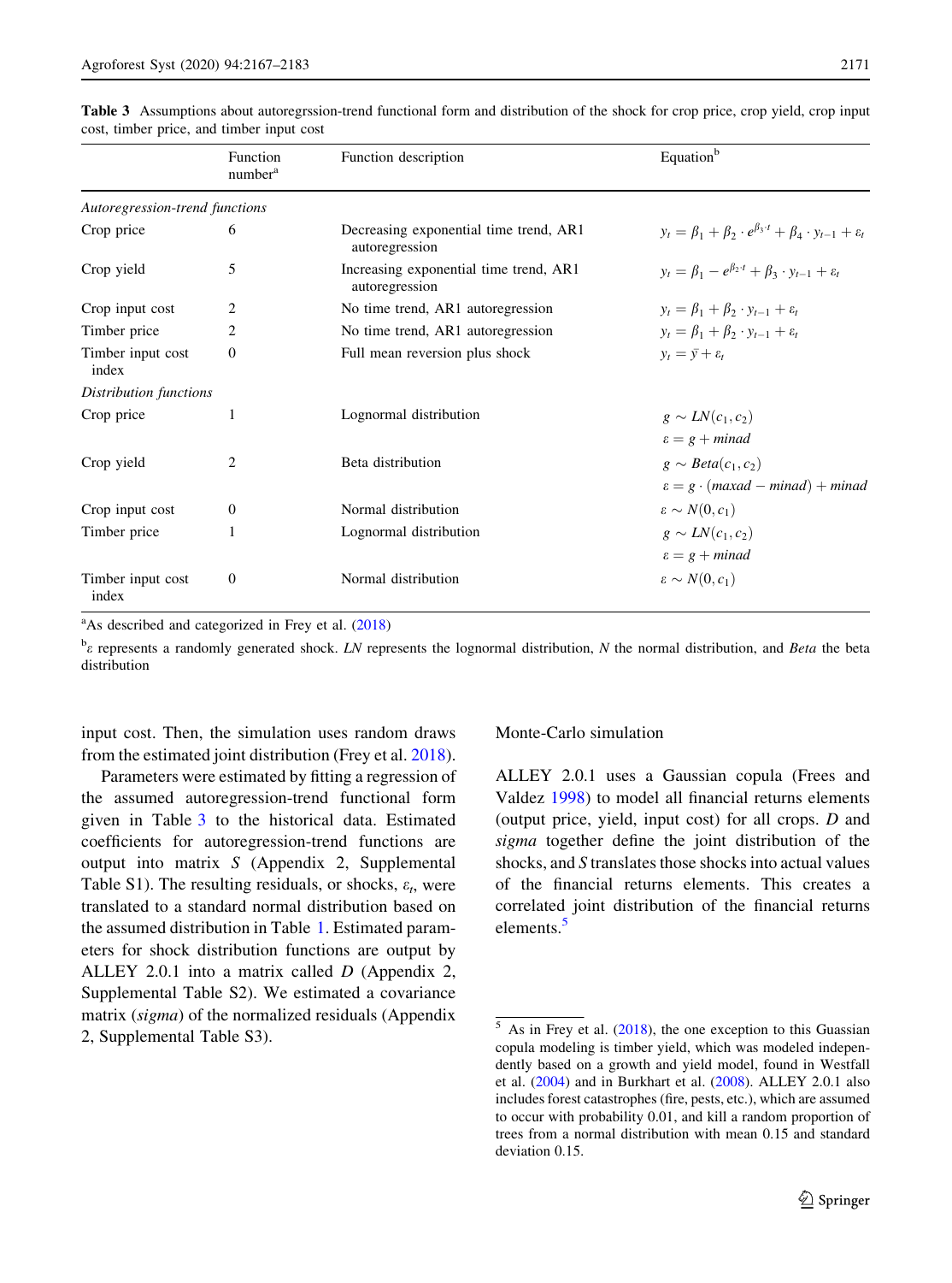**Table 3** Assumptions about autoregrssion-trend functional form and distribution of the shock for crop price, crop yield, crop input cost, timber price, and timber input cost

| | Function number[a] | Function description | Equation[b] |
|---|---|---|---|
| *Autoregression-trend functions* | | | |
| Crop price | 6 | Decreasing exponential time trend, AR1 autoregression | $y_t = \beta_1 + \beta_2 \cdot e^{\beta_3 \cdot t} + \beta_4 \cdot y_{t-1} + \varepsilon_t$ |
| Crop yield | 5 | Increasing exponential time trend, AR1 autoregression | $y_t = \beta_1 - e^{\beta_2 \cdot t} + \beta_3 \cdot y_{t-1} + \varepsilon_t$ |
| Crop input cost | 2 | No time trend, AR1 autoregression | $y_t = \beta_1 + \beta_2 \cdot y_{t-1} + \varepsilon_t$ |
| Timber price | 2 | No time trend, AR1 autoregression | $y_t = \beta_1 + \beta_2 \cdot y_{t-1} + \varepsilon_t$ |
| Timber input cost index | 0 | Full mean reversion plus shock | $y_t = \bar{y} + \varepsilon_t$ |
| *Distribution functions* | | | |
| Crop price | 1 | Lognormal distribution | $g \sim LN(c_1, c_2)$ <br> $\varepsilon = g + minad$ |
| Crop yield | 2 | Beta distribution | $g \sim Beta(c_1, c_2)$ <br> $\varepsilon = g \cdot (maxad - minad) + minad$ |
| Crop input cost | 0 | Normal distribution | $\varepsilon \sim N(0, c_1)$ |
| Timber price | 1 | Lognormal distribution | $g \sim LN(c_1, c_2)$ <br> $\varepsilon = g + minad$ |
| Timber input cost index | 0 | Normal distribution | $\varepsilon \sim N(0, c_1)$ |

[a]As described and categorized in Frey et al. (2018)

[b]$\varepsilon$ represents a randomly generated shock. *LN* represents the lognormal distribution, *N* the normal distribution, and *Beta* the beta distribution

input cost. Then, the simulation uses random draws from the estimated joint distribution (Frey et al. 2018).

Parameters were estimated by fitting a regression of the assumed autoregression-trend functional form given in Table 3 to the historical data. Estimated coefficients for autoregression-trend functions are output into matrix *S* (Appendix 2, Supplemental Table S1). The resulting residuals, or shocks, $\varepsilon_t$, were translated to a standard normal distribution based on the assumed distribution in Table 1. Estimated parameters for shock distribution functions are output by ALLEY 2.0.1 into a matrix called *D* (Appendix 2, Supplemental Table S2). We estimated a covariance matrix (*sigma*) of the normalized residuals (Appendix 2, Supplemental Table S3).

### Monte-Carlo simulation

ALLEY 2.0.1 uses a Gaussian copula (Frees and Valdez 1998) to model all financial returns elements (output price, yield, input cost) for all crops. *D* and *sigma* together define the joint distribution of the shocks, and *S* translates those shocks into actual values of the financial returns elements. This creates a correlated joint distribution of the financial returns elements.[5]

[5] As in Frey et al. (2018), the one exception to this Guassian copula modeling is timber yield, which was modeled independently based on a growth and yield model, found in Westfall et al. (2004) and in Burkhart et al. (2008). ALLEY 2.0.1 also includes forest catastrophes (fire, pests, etc.), which are assumed to occur with probability 0.01, and kill a random proportion of trees from a normal distribution with mean 0.15 and standard deviation 0.15.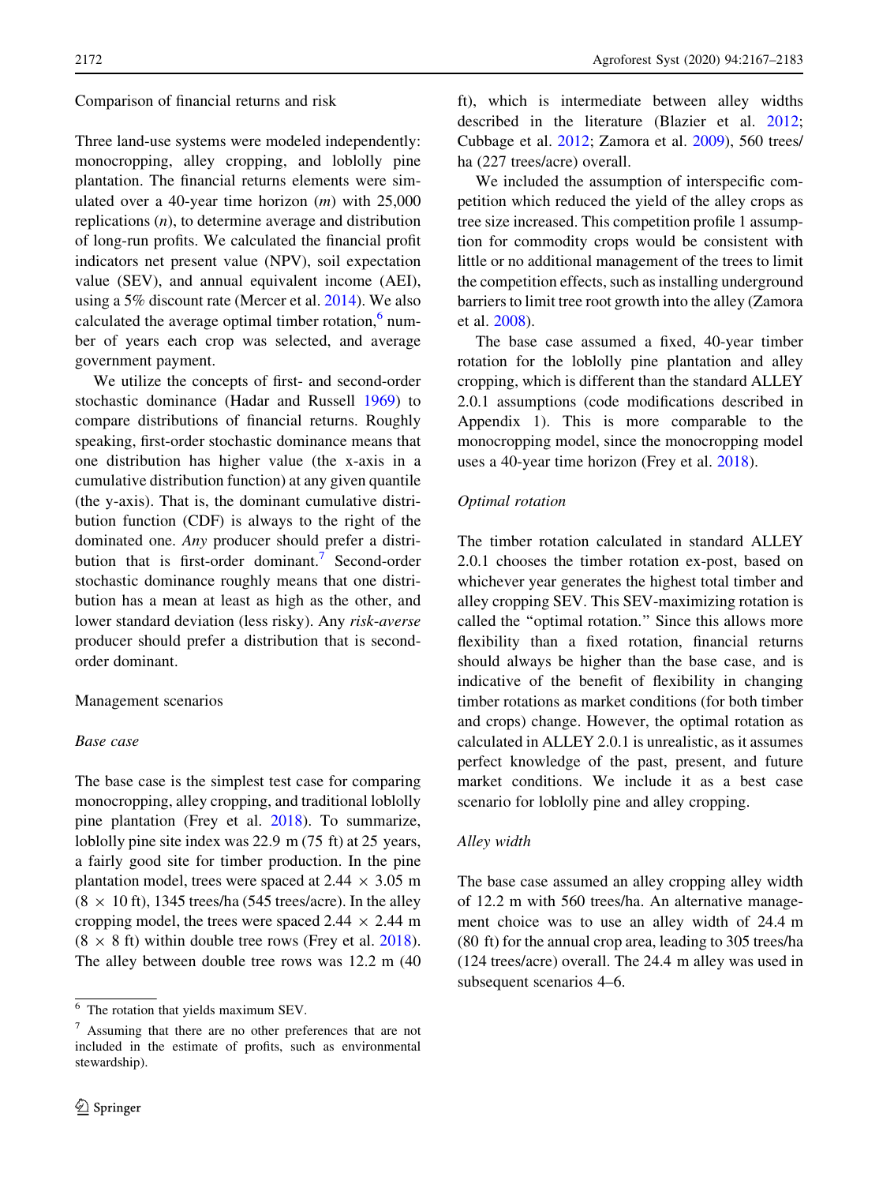## Comparison of financial returns and risk

Three land-use systems were modeled independently: monocropping, alley cropping, and loblolly pine plantation. The financial returns elements were simulated over a 40-year time horizon ($m$) with 25,000 replications ($n$), to determine average and distribution of long-run profits. We calculated the financial profit indicators net present value (NPV), soil expectation value (SEV), and annual equivalent income (AEI), using a 5% discount rate (Mercer et al. 2014). We also calculated the average optimal timber rotation,[6] number of years each crop was selected, and average government payment.

We utilize the concepts of first- and second-order stochastic dominance (Hadar and Russell 1969) to compare distributions of financial returns. Roughly speaking, first-order stochastic dominance means that one distribution has higher value (the x-axis in a cumulative distribution function) at any given quantile (the y-axis). That is, the dominant cumulative distribution function (CDF) is always to the right of the dominated one. *Any* producer should prefer a distribution that is first-order dominant.[7] Second-order stochastic dominance roughly means that one distribution has a mean at least as high as the other, and lower standard deviation (less risky). Any *risk-averse* producer should prefer a distribution that is second-order dominant.

## Management scenarios

### *Base case*

The base case is the simplest test case for comparing monocropping, alley cropping, and traditional loblolly pine plantation (Frey et al. 2018). To summarize, loblolly pine site index was 22.9 m (75 ft) at 25 years, a fairly good site for timber production. In the pine plantation model, trees were spaced at 2.44 × 3.05 m (8 × 10 ft), 1345 trees/ha (545 trees/acre). In the alley cropping model, the trees were spaced 2.44 × 2.44 m (8 × 8 ft) within double tree rows (Frey et al. 2018). The alley between double tree rows was 12.2 m (40 ft), which is intermediate between alley widths described in the literature (Blazier et al. 2012; Cubbage et al. 2012; Zamora et al. 2009), 560 trees/ha (227 trees/acre) overall.

We included the assumption of interspecific competition which reduced the yield of the alley crops as tree size increased. This competition profile 1 assumption for commodity crops would be consistent with little or no additional management of the trees to limit the competition effects, such as installing underground barriers to limit tree root growth into the alley (Zamora et al. 2008).

The base case assumed a fixed, 40-year timber rotation for the loblolly pine plantation and alley cropping, which is different than the standard ALLEY 2.0.1 assumptions (code modifications described in Appendix 1). This is more comparable to the monocropping model, since the monocropping model uses a 40-year time horizon (Frey et al. 2018).

### *Optimal rotation*

The timber rotation calculated in standard ALLEY 2.0.1 chooses the timber rotation ex-post, based on whichever year generates the highest total timber and alley cropping SEV. This SEV-maximizing rotation is called the "optimal rotation." Since this allows more flexibility than a fixed rotation, financial returns should always be higher than the base case, and is indicative of the benefit of flexibility in changing timber rotations as market conditions (for both timber and crops) change. However, the optimal rotation as calculated in ALLEY 2.0.1 is unrealistic, as it assumes perfect knowledge of the past, present, and future market conditions. We include it as a best case scenario for loblolly pine and alley cropping.

### *Alley width*

The base case assumed an alley cropping alley width of 12.2 m with 560 trees/ha. An alternative management choice was to use an alley width of 24.4 m (80 ft) for the annual crop area, leading to 305 trees/ha (124 trees/acre) overall. The 24.4 m alley was used in subsequent scenarios 4–6.

---

[6] The rotation that yields maximum SEV.

[7] Assuming that there are no other preferences that are not included in the estimate of profits, such as environmental stewardship).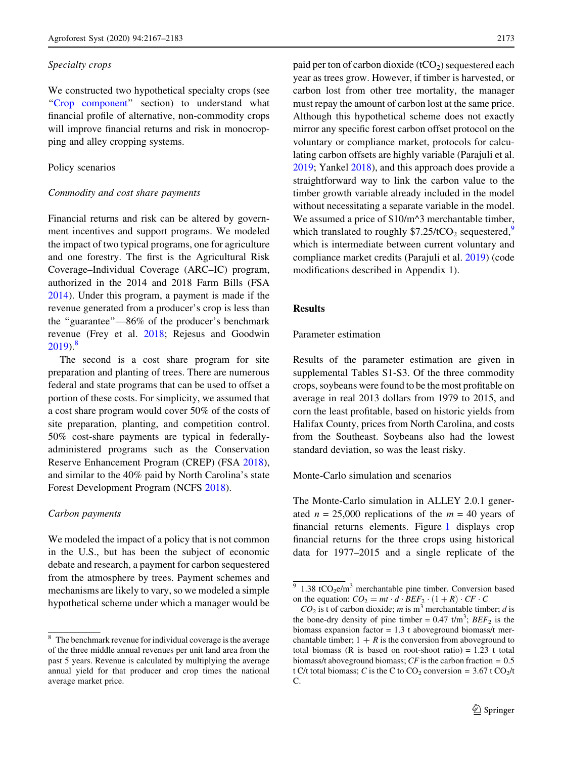*Specialty crops*

We constructed two hypothetical specialty crops (see "Crop component" section) to understand what financial profile of alternative, non-commodity crops will improve financial returns and risk in monocropping and alley cropping systems.

## Policy scenarios

*Commodity and cost share payments*

Financial returns and risk can be altered by government incentives and support programs. We modeled the impact of two typical programs, one for agriculture and one forestry. The first is the Agricultural Risk Coverage–Individual Coverage (ARC–IC) program, authorized in the 2014 and 2018 Farm Bills (FSA 2014). Under this program, a payment is made if the revenue generated from a producer's crop is less than the "guarantee"—86% of the producer's benchmark revenue (Frey et al. 2018; Rejesus and Goodwin 2019).[8]

The second is a cost share program for site preparation and planting of trees. There are numerous federal and state programs that can be used to offset a portion of these costs. For simplicity, we assumed that a cost share program would cover 50% of the costs of site preparation, planting, and competition control. 50% cost-share payments are typical in federally-administered programs such as the Conservation Reserve Enhancement Program (CREP) (FSA 2018), and similar to the 40% paid by North Carolina's state Forest Development Program (NCFS 2018).

*Carbon payments*

We modeled the impact of a policy that is not common in the U.S., but has been the subject of economic debate and research, a payment for carbon sequestered from the atmosphere by trees. Payment schemes and mechanisms are likely to vary, so we modeled a simple hypothetical scheme under which a manager would be paid per ton of carbon dioxide ($tCO_2$) sequestered each year as trees grow. However, if timber is harvested, or carbon lost from other tree mortality, the manager must repay the amount of carbon lost at the same price. Although this hypothetical scheme does not exactly mirror any specific forest carbon offset protocol on the voluntary or compliance market, protocols for calculating carbon offsets are highly variable (Parajuli et al. 2019; Yankel 2018), and this approach does provide a straightforward way to link the carbon value to the timber growth variable already included in the model without necessitating a separate variable in the model. We assumed a price of \$10/m^3 merchantable timber, which translated to roughly \$7.25/$tCO_2$ sequestered,[9] which is intermediate between current voluntary and compliance market credits (Parajuli et al. 2019) (code modifications described in Appendix 1).

## Results

### Parameter estimation

Results of the parameter estimation are given in supplemental Tables S1-S3. Of the three commodity crops, soybeans were found to be the most profitable on average in real 2013 dollars from 1979 to 2015, and corn the least profitable, based on historic yields from Halifax County, prices from North Carolina, and costs from the Southeast. Soybeans also had the lowest standard deviation, so was the least risky.

### Monte-Carlo simulation and scenarios

The Monte-Carlo simulation in ALLEY 2.0.1 generated $n = 25{,}000$ replications of the $m = 40$ years of financial returns elements. Figure 1 displays crop financial returns for the three crops using historical data for 1977–2015 and a single replicate of the

---

[8] The benchmark revenue for individual coverage is the average of the three middle annual revenues per unit land area from the past 5 years. Revenue is calculated by multiplying the average annual yield for that producer and crop times the national average market price.

[9] 1.38 $tCO_2e/m^3$ merchantable pine timber. Conversion based on the equation: $CO_2 = mt \cdot d \cdot BEF_2 \cdot (1 + R) \cdot CF \cdot C$

$CO_2$ is t of carbon dioxide; $m$ is $m^3$ merchantable timber; $d$ is the bone-dry density of pine timber = 0.47 $t/m^3$; $BEF_2$ is the biomass expansion factor = 1.3 t aboveground biomass/t merchantable timber; $1 + R$ is the conversion from aboveground to total biomass (R is based on root-shoot ratio) = 1.23 t total biomass/t aboveground biomass; $CF$ is the carbon fraction = 0.5 t C/t total biomass; $C$ is the C to $CO_2$ conversion = 3.67 t $CO_2$/t C.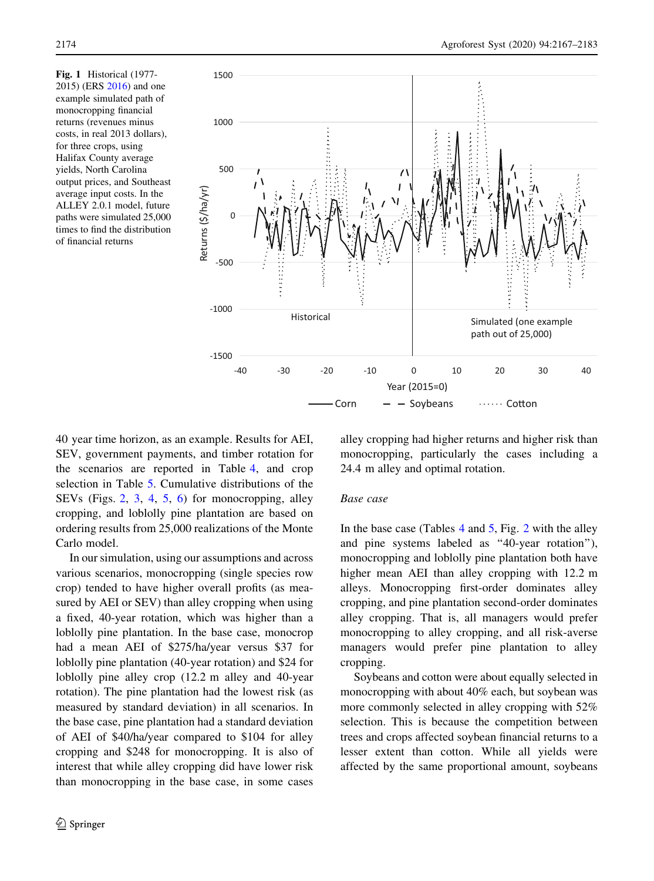Fig. 1 Historical (1977-2015) (ERS 2016) and one example simulated path of monocropping financial returns (revenues minus costs, in real 2013 dollars), for three crops, using Halifax County average yields, North Carolina output prices, and Southeast average input costs. In the ALLEY 2.0.1 model, future paths were simulated 25,000 times to find the distribution of financial returns

40 year time horizon, as an example. Results for AEI, SEV, government payments, and timber rotation for the scenarios are reported in Table 4, and crop selection in Table 5. Cumulative distributions of the SEVs (Figs. 2, 3, 4, 5, 6) for monocropping, alley cropping, and loblolly pine plantation are based on ordering results from 25,000 realizations of the Monte Carlo model.

In our simulation, using our assumptions and across various scenarios, monocropping (single species row crop) tended to have higher overall profits (as measured by AEI or SEV) than alley cropping when using a fixed, 40-year rotation, which was higher than a loblolly pine plantation. In the base case, monocrop had a mean AEI of $275/ha/year versus $37 for loblolly pine plantation (40-year rotation) and $24 for loblolly pine alley crop (12.2 m alley and 40-year rotation). The pine plantation had the lowest risk (as measured by standard deviation) in all scenarios. In the base case, pine plantation had a standard deviation of AEI of $40/ha/year compared to $104 for alley cropping and $248 for monocropping. It is also of interest that while alley cropping did have lower risk than monocropping in the base case, in some cases alley cropping had higher returns and higher risk than monocropping, particularly the cases including a 24.4 m alley and optimal rotation.

*Base case*

In the base case (Tables 4 and 5, Fig. 2 with the alley and pine systems labeled as "40-year rotation"), monocropping and loblolly pine plantation both have higher mean AEI than alley cropping with 12.2 m alleys. Monocropping first-order dominates alley cropping, and pine plantation second-order dominates alley cropping. That is, all managers would prefer monocropping to alley cropping, and all risk-averse managers would prefer pine plantation to alley cropping.

Soybeans and cotton were about equally selected in monocropping with about 40% each, but soybean was more commonly selected in alley cropping with 52% selection. This is because the competition between trees and crops affected soybean financial returns to a lesser extent than cotton. While all yields were affected by the same proportional amount, soybeans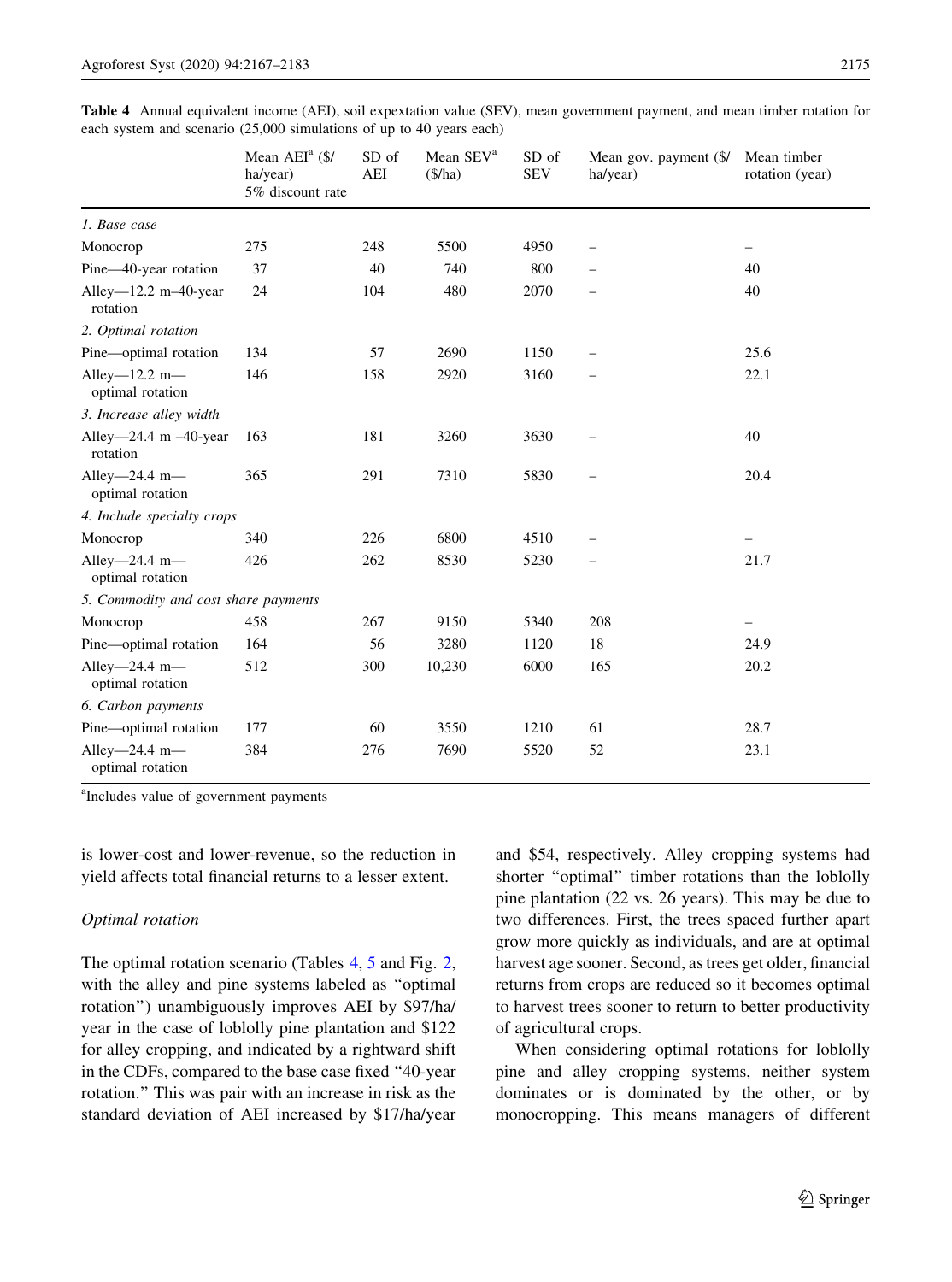**Table 4** Annual equivalent income (AEI), soil expectation value (SEV), mean government payment, and mean timber rotation for each system and scenario (25,000 simulations of up to 40 years each)

| | Mean AEI[a] ($/ha/year) 5% discount rate | SD of AEI | Mean SEV[a] ($/ha) | SD of SEV | Mean gov. payment ($/ha/year) | Mean timber rotation (year) |
|---|---|---|---|---|---|---|
| *1. Base case* | | | | | | |
| Monocrop | 275 | 248 | 5500 | 4950 | – | – |
| Pine—40-year rotation | 37 | 40 | 740 | 800 | – | 40 |
| Alley—12.2 m–40-year rotation | 24 | 104 | 480 | 2070 | – | 40 |
| *2. Optimal rotation* | | | | | | |
| Pine—optimal rotation | 134 | 57 | 2690 | 1150 | – | 25.6 |
| Alley—12.2 m—optimal rotation | 146 | 158 | 2920 | 3160 | – | 22.1 |
| *3. Increase alley width* | | | | | | |
| Alley—24.4 m –40-year rotation | 163 | 181 | 3260 | 3630 | – | 40 |
| Alley—24.4 m—optimal rotation | 365 | 291 | 7310 | 5830 | – | 20.4 |
| *4. Include specialty crops* | | | | | | |
| Monocrop | 340 | 226 | 6800 | 4510 | – | – |
| Alley—24.4 m—optimal rotation | 426 | 262 | 8530 | 5230 | – | 21.7 |
| *5. Commodity and cost share payments* | | | | | | |
| Monocrop | 458 | 267 | 9150 | 5340 | 208 | – |
| Pine—optimal rotation | 164 | 56 | 3280 | 1120 | 18 | 24.9 |
| Alley—24.4 m—optimal rotation | 512 | 300 | 10,230 | 6000 | 165 | 20.2 |
| *6. Carbon payments* | | | | | | |
| Pine—optimal rotation | 177 | 60 | 3550 | 1210 | 61 | 28.7 |
| Alley—24.4 m—optimal rotation | 384 | 276 | 7690 | 5520 | 52 | 23.1 |

[a]Includes value of government payments

is lower-cost and lower-revenue, so the reduction in yield affects total financial returns to a lesser extent.

*Optimal rotation*

The optimal rotation scenario (Tables 4, 5 and Fig. 2, with the alley and pine systems labeled as "optimal rotation") unambiguously improves AEI by $97/ha/year in the case of loblolly pine plantation and $122 for alley cropping, and indicated by a rightward shift in the CDFs, compared to the base case fixed "40-year rotation." This was pair with an increase in risk as the standard deviation of AEI increased by $17/ha/year and $54, respectively. Alley cropping systems had shorter "optimal" timber rotations than the loblolly pine plantation (22 vs. 26 years). This may be due to two differences. First, the trees spaced further apart grow more quickly as individuals, and are at optimal harvest age sooner. Second, as trees get older, financial returns from crops are reduced so it becomes optimal to harvest trees sooner to return to better productivity of agricultural crops.

When considering optimal rotations for loblolly pine and alley cropping systems, neither system dominates or is dominated by the other, or by monocropping. This means managers of different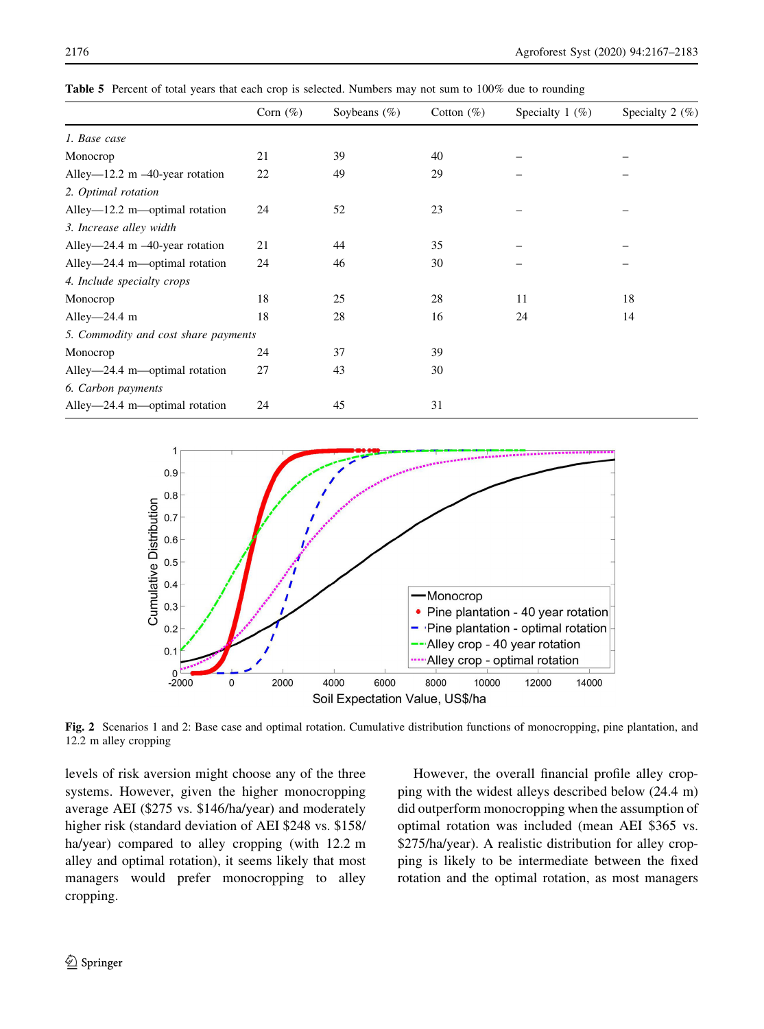**Table 5** Percent of total years that each crop is selected. Numbers may not sum to 100% due to rounding

| | Corn (%) | Soybeans (%) | Cotton (%) | Specialty 1 (%) | Specialty 2 (%) |
|---|---|---|---|---|---|
| *1. Base case* | | | | | |
| Monocrop | 21 | 39 | 40 | – | – |
| Alley—12.2 m –40-year rotation | 22 | 49 | 29 | – | – |
| *2. Optimal rotation* | | | | | |
| Alley—12.2 m—optimal rotation | 24 | 52 | 23 | – | – |
| *3. Increase alley width* | | | | | |
| Alley—24.4 m –40-year rotation | 21 | 44 | 35 | – | – |
| Alley—24.4 m—optimal rotation | 24 | 46 | 30 | – | – |
| *4. Include specialty crops* | | | | | |
| Monocrop | 18 | 25 | 28 | 11 | 18 |
| Alley—24.4 m | 18 | 28 | 16 | 24 | 14 |
| *5. Commodity and cost share payments* | | | | | |
| Monocrop | 24 | 37 | 39 | | |
| Alley—24.4 m—optimal rotation | 27 | 43 | 30 | | |
| *6. Carbon payments* | | | | | |
| Alley—24.4 m—optimal rotation | 24 | 45 | 31 | | |

**Fig. 2** Scenarios 1 and 2: Base case and optimal rotation. Cumulative distribution functions of monocropping, pine plantation, and 12.2 m alley cropping

levels of risk aversion might choose any of the three systems. However, given the higher monocropping average AEI ($275 vs. $146/ha/year) and moderately higher risk (standard deviation of AEI $248 vs. $158/ha/year) compared to alley cropping (with 12.2 m alley and optimal rotation), it seems likely that most managers would prefer monocropping to alley cropping.

However, the overall financial profile alley cropping with the widest alleys described below (24.4 m) did outperform monocropping when the assumption of optimal rotation was included (mean AEI $365 vs. $275/ha/year). A realistic distribution for alley cropping is likely to be intermediate between the fixed rotation and the optimal rotation, as most managers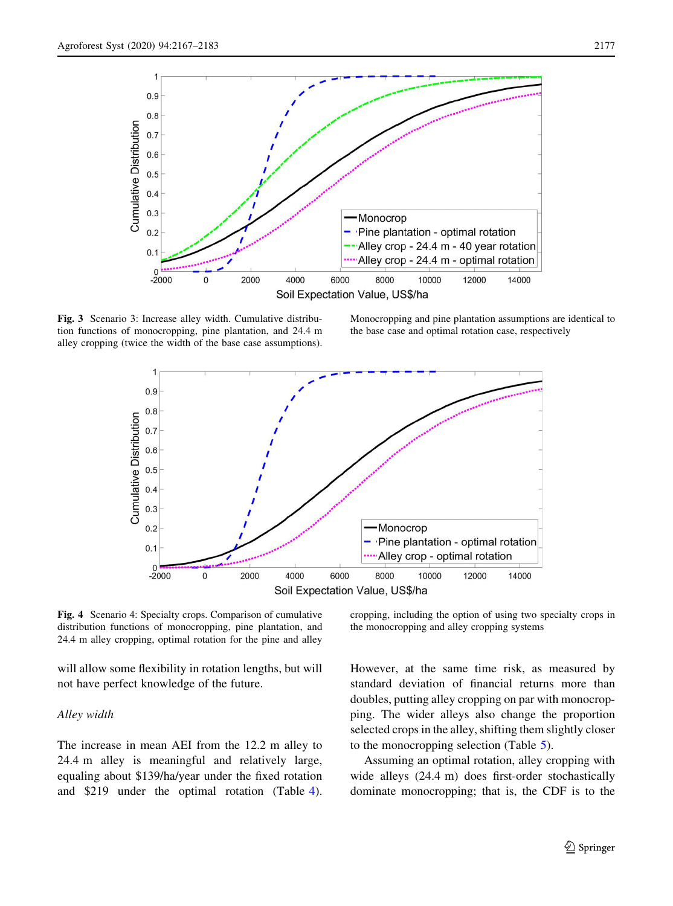**Fig. 3** Scenario 3: Increase alley width. Cumulative distribution functions of monocropping, pine plantation, and 24.4 m alley cropping (twice the width of the base case assumptions). Monocropping and pine plantation assumptions are identical to the base case and optimal rotation case, respectively

**Fig. 4** Scenario 4: Specialty crops. Comparison of cumulative distribution functions of monocropping, pine plantation, and 24.4 m alley cropping, optimal rotation for the pine and alley cropping, including the option of using two specialty crops in the monocropping and alley cropping systems

will allow some flexibility in rotation lengths, but will not have perfect knowledge of the future.

*Alley width*

The increase in mean AEI from the 12.2 m alley to 24.4 m alley is meaningful and relatively large, equaling about \$139/ha/year under the fixed rotation and \$219 under the optimal rotation (Table 4). However, at the same time risk, as measured by standard deviation of financial returns more than doubles, putting alley cropping on par with monocropping. The wider alleys also change the proportion selected crops in the alley, shifting them slightly closer to the monocropping selection (Table 5).

Assuming an optimal rotation, alley cropping with wide alleys (24.4 m) does first-order stochastically dominate monocropping; that is, the CDF is to the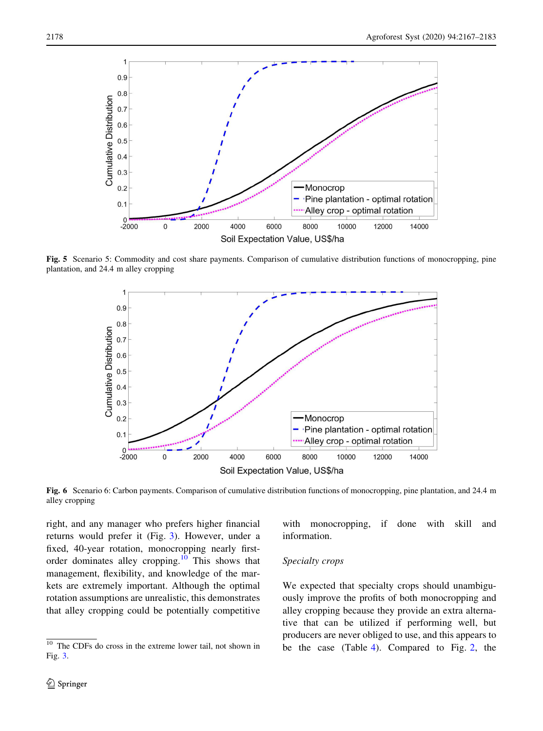Fig. 5 Scenario 5: Commodity and cost share payments. Comparison of cumulative distribution functions of monocropping, pine plantation, and 24.4 m alley cropping

Fig. 6 Scenario 6: Carbon payments. Comparison of cumulative distribution functions of monocropping, pine plantation, and 24.4 m alley cropping

right, and any manager who prefers higher financial returns would prefer it (Fig. 3). However, under a fixed, 40-year rotation, monocropping nearly first-order dominates alley cropping.[10] This shows that management, flexibility, and knowledge of the markets are extremely important. Although the optimal rotation assumptions are unrealistic, this demonstrates that alley cropping could be potentially competitive with monocropping, if done with skill and information.

*Specialty crops*

We expected that specialty crops should unambiguously improve the profits of both monocropping and alley cropping because they provide an extra alternative that can be utilized if performing well, but producers are never obliged to use, and this appears to be the case (Table 4). Compared to Fig. 2, the

[10] The CDFs do cross in the extreme lower tail, not shown in Fig. 3.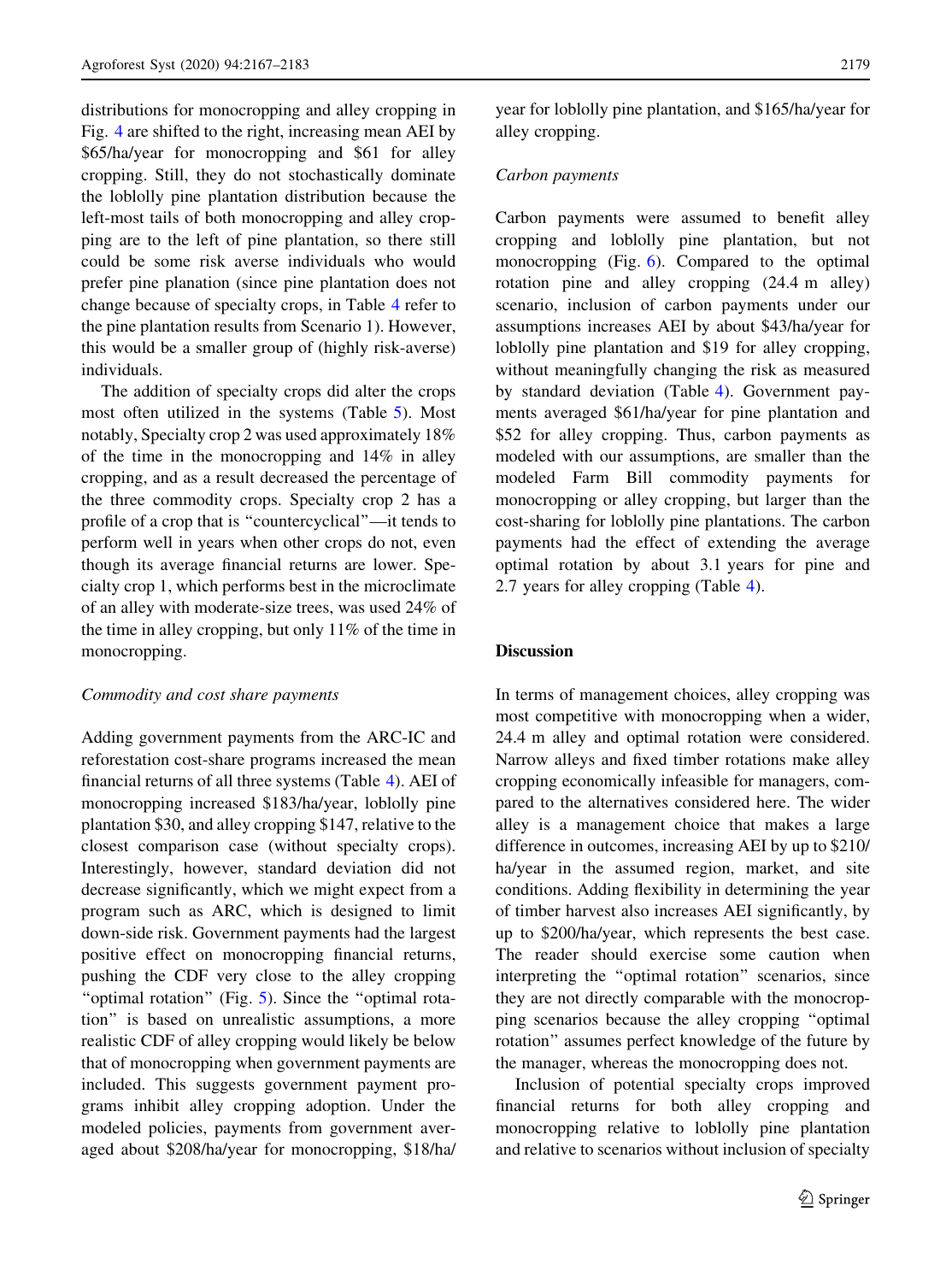distributions for monocropping and alley cropping in Fig. 4 are shifted to the right, increasing mean AEI by \$65/ha/year for monocropping and \$61 for alley cropping. Still, they do not stochastically dominate the loblolly pine plantation distribution because the left-most tails of both monocropping and alley cropping are to the left of pine plantation, so there still could be some risk averse individuals who would prefer pine planation (since pine plantation does not change because of specialty crops, in Table 4 refer to the pine plantation results from Scenario 1). However, this would be a smaller group of (highly risk-averse) individuals.

The addition of specialty crops did alter the crops most often utilized in the systems (Table 5). Most notably, Specialty crop 2 was used approximately 18% of the time in the monocropping and 14% in alley cropping, and as a result decreased the percentage of the three commodity crops. Specialty crop 2 has a profile of a crop that is "countercyclical"—it tends to perform well in years when other crops do not, even though its average financial returns are lower. Specialty crop 1, which performs best in the microclimate of an alley with moderate-size trees, was used 24% of the time in alley cropping, but only 11% of the time in monocropping.

*Commodity and cost share payments*

Adding government payments from the ARC-IC and reforestation cost-share programs increased the mean financial returns of all three systems (Table 4). AEI of monocropping increased \$183/ha/year, loblolly pine plantation \$30, and alley cropping \$147, relative to the closest comparison case (without specialty crops). Interestingly, however, standard deviation did not decrease significantly, which we might expect from a program such as ARC, which is designed to limit down-side risk. Government payments had the largest positive effect on monocropping financial returns, pushing the CDF very close to the alley cropping "optimal rotation" (Fig. 5). Since the "optimal rotation" is based on unrealistic assumptions, a more realistic CDF of alley cropping would likely be below that of monocropping when government payments are included. This suggests government payment programs inhibit alley cropping adoption. Under the modeled policies, payments from government averaged about \$208/ha/year for monocropping, \$18/ha/year for loblolly pine plantation, and \$165/ha/year for alley cropping.

*Carbon payments*

Carbon payments were assumed to benefit alley cropping and loblolly pine plantation, but not monocropping (Fig. 6). Compared to the optimal rotation pine and alley cropping (24.4 m alley) scenario, inclusion of carbon payments under our assumptions increases AEI by about \$43/ha/year for loblolly pine plantation and \$19 for alley cropping, without meaningfully changing the risk as measured by standard deviation (Table 4). Government payments averaged \$61/ha/year for pine plantation and \$52 for alley cropping. Thus, carbon payments as modeled with our assumptions, are smaller than the modeled Farm Bill commodity payments for monocropping or alley cropping, but larger than the cost-sharing for loblolly pine plantations. The carbon payments had the effect of extending the average optimal rotation by about 3.1 years for pine and 2.7 years for alley cropping (Table 4).

## Discussion

In terms of management choices, alley cropping was most competitive with monocropping when a wider, 24.4 m alley and optimal rotation were considered. Narrow alleys and fixed timber rotations make alley cropping economically infeasible for managers, compared to the alternatives considered here. The wider alley is a management choice that makes a large difference in outcomes, increasing AEI by up to \$210/ha/year in the assumed region, market, and site conditions. Adding flexibility in determining the year of timber harvest also increases AEI significantly, by up to \$200/ha/year, which represents the best case. The reader should exercise some caution when interpreting the "optimal rotation" scenarios, since they are not directly comparable with the monocropping scenarios because the alley cropping "optimal rotation" assumes perfect knowledge of the future by the manager, whereas the monocropping does not.

Inclusion of potential specialty crops improved financial returns for both alley cropping and monocropping relative to loblolly pine plantation and relative to scenarios without inclusion of specialty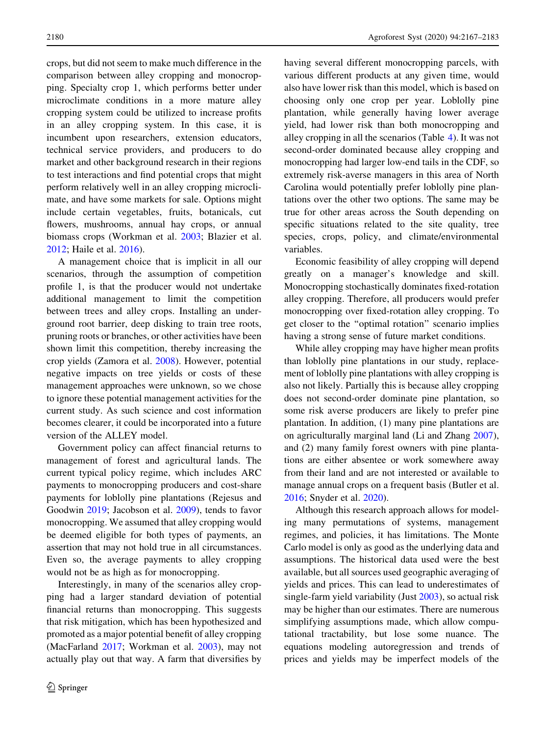crops, but did not seem to make much difference in the comparison between alley cropping and monocropping. Specialty crop 1, which performs better under microclimate conditions in a more mature alley cropping system could be utilized to increase profits in an alley cropping system. In this case, it is incumbent upon researchers, extension educators, technical service providers, and producers to do market and other background research in their regions to test interactions and find potential crops that might perform relatively well in an alley cropping microclimate, and have some markets for sale. Options might include certain vegetables, fruits, botanicals, cut flowers, mushrooms, annual hay crops, or annual biomass crops (Workman et al. 2003; Blazier et al. 2012; Haile et al. 2016).

A management choice that is implicit in all our scenarios, through the assumption of competition profile 1, is that the producer would not undertake additional management to limit the competition between trees and alley crops. Installing an underground root barrier, deep disking to train tree roots, pruning roots or branches, or other activities have been shown limit this competition, thereby increasing the crop yields (Zamora et al. 2008). However, potential negative impacts on tree yields or costs of these management approaches were unknown, so we chose to ignore these potential management activities for the current study. As such science and cost information becomes clearer, it could be incorporated into a future version of the ALLEY model.

Government policy can affect financial returns to management of forest and agricultural lands. The current typical policy regime, which includes ARC payments to monocropping producers and cost-share payments for loblolly pine plantations (Rejesus and Goodwin 2019; Jacobson et al. 2009), tends to favor monocropping. We assumed that alley cropping would be deemed eligible for both types of payments, an assertion that may not hold true in all circumstances. Even so, the average payments to alley cropping would not be as high as for monocropping.

Interestingly, in many of the scenarios alley cropping had a larger standard deviation of potential financial returns than monocropping. This suggests that risk mitigation, which has been hypothesized and promoted as a major potential benefit of alley cropping (MacFarland 2017; Workman et al. 2003), may not actually play out that way. A farm that diversifies by having several different monocropping parcels, with various different products at any given time, would also have lower risk than this model, which is based on choosing only one crop per year. Loblolly pine plantation, while generally having lower average yield, had lower risk than both monocropping and alley cropping in all the scenarios (Table 4). It was not second-order dominated because alley cropping and monocropping had larger low-end tails in the CDF, so extremely risk-averse managers in this area of North Carolina would potentially prefer loblolly pine plantations over the other two options. The same may be true for other areas across the South depending on specific situations related to the site quality, tree species, crops, policy, and climate/environmental variables.

Economic feasibility of alley cropping will depend greatly on a manager's knowledge and skill. Monocropping stochastically dominates fixed-rotation alley cropping. Therefore, all producers would prefer monocropping over fixed-rotation alley cropping. To get closer to the "optimal rotation" scenario implies having a strong sense of future market conditions.

While alley cropping may have higher mean profits than loblolly pine plantations in our study, replacement of loblolly pine plantations with alley cropping is also not likely. Partially this is because alley cropping does not second-order dominate pine plantation, so some risk averse producers are likely to prefer pine plantation. In addition, (1) many pine plantations are on agriculturally marginal land (Li and Zhang 2007), and (2) many family forest owners with pine plantations are either absentee or work somewhere away from their land and are not interested or available to manage annual crops on a frequent basis (Butler et al. 2016; Snyder et al. 2020).

Although this research approach allows for modeling many permutations of systems, management regimes, and policies, it has limitations. The Monte Carlo model is only as good as the underlying data and assumptions. The historical data used were the best available, but all sources used geographic averaging of yields and prices. This can lead to underestimates of single-farm yield variability (Just 2003), so actual risk may be higher than our estimates. There are numerous simplifying assumptions made, which allow computational tractability, but lose some nuance. The equations modeling autoregression and trends of prices and yields may be imperfect models of the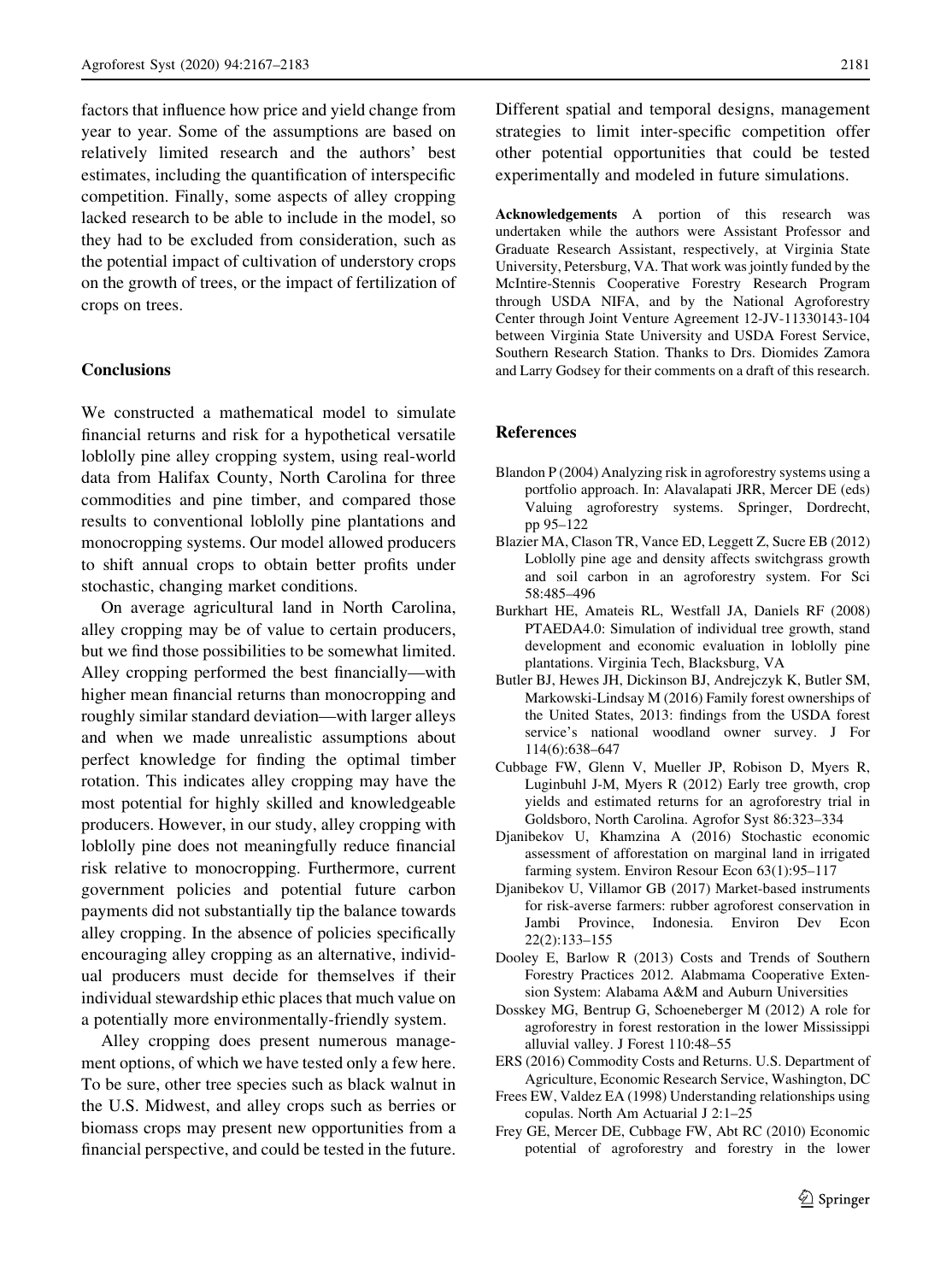factors that influence how price and yield change from year to year. Some of the assumptions are based on relatively limited research and the authors' best estimates, including the quantification of interspecific competition. Finally, some aspects of alley cropping lacked research to be able to include in the model, so they had to be excluded from consideration, such as the potential impact of cultivation of understory crops on the growth of trees, or the impact of fertilization of crops on trees.

## Conclusions

We constructed a mathematical model to simulate financial returns and risk for a hypothetical versatile loblolly pine alley cropping system, using real-world data from Halifax County, North Carolina for three commodities and pine timber, and compared those results to conventional loblolly pine plantations and monocropping systems. Our model allowed producers to shift annual crops to obtain better profits under stochastic, changing market conditions.

On average agricultural land in North Carolina, alley cropping may be of value to certain producers, but we find those possibilities to be somewhat limited. Alley cropping performed the best financially—with higher mean financial returns than monocropping and roughly similar standard deviation—with larger alleys and when we made unrealistic assumptions about perfect knowledge for finding the optimal timber rotation. This indicates alley cropping may have the most potential for highly skilled and knowledgeable producers. However, in our study, alley cropping with loblolly pine does not meaningfully reduce financial risk relative to monocropping. Furthermore, current government policies and potential future carbon payments did not substantially tip the balance towards alley cropping. In the absence of policies specifically encouraging alley cropping as an alternative, individual producers must decide for themselves if their individual stewardship ethic places that much value on a potentially more environmentally-friendly system.

Alley cropping does present numerous management options, of which we have tested only a few here. To be sure, other tree species such as black walnut in the U.S. Midwest, and alley crops such as berries or biomass crops may present new opportunities from a financial perspective, and could be tested in the future. Different spatial and temporal designs, management strategies to limit inter-specific competition offer other potential opportunities that could be tested experimentally and modeled in future simulations.

**Acknowledgements** A portion of this research was undertaken while the authors were Assistant Professor and Graduate Research Assistant, respectively, at Virginia State University, Petersburg, VA. That work was jointly funded by the McIntire-Stennis Cooperative Forestry Research Program through USDA NIFA, and by the National Agroforestry Center through Joint Venture Agreement 12-JV-11330143-104 between Virginia State University and USDA Forest Service, Southern Research Station. Thanks to Drs. Diomides Zamora and Larry Godsey for their comments on a draft of this research.

## References

Blandon P (2004) Analyzing risk in agroforestry systems using a portfolio approach. In: Alavalapati JRR, Mercer DE (eds) Valuing agroforestry systems. Springer, Dordrecht, pp 95–122

Blazier MA, Clason TR, Vance ED, Leggett Z, Sucre EB (2012) Loblolly pine age and density affects switchgrass growth and soil carbon in an agroforestry system. For Sci 58:485–496

Burkhart HE, Amateis RL, Westfall JA, Daniels RF (2008) PTAEDA4.0: Simulation of individual tree growth, stand development and economic evaluation in loblolly pine plantations. Virginia Tech, Blacksburg, VA

Butler BJ, Hewes JH, Dickinson BJ, Andrejczyk K, Butler SM, Markowski-Lindsay M (2016) Family forest ownerships of the United States, 2013: findings from the USDA forest service's national woodland owner survey. J For 114(6):638–647

Cubbage FW, Glenn V, Mueller JP, Robison D, Myers R, Luginbuhl J-M, Myers R (2012) Early tree growth, crop yields and estimated returns for an agroforestry trial in Goldsboro, North Carolina. Agrofor Syst 86:323–334

Djanibekov U, Khamzina A (2016) Stochastic economic assessment of afforestation on marginal land in irrigated farming system. Environ Resour Econ 63(1):95–117

Djanibekov U, Villamor GB (2017) Market-based instruments for risk-averse farmers: rubber agroforest conservation in Jambi Province, Indonesia. Environ Dev Econ 22(2):133–155

Dooley E, Barlow R (2013) Costs and Trends of Southern Forestry Practices 2012. Alabmama Cooperative Extension System: Alabama A&M and Auburn Universities

Dosskey MG, Bentrup G, Schoeneberger M (2012) A role for agroforestry in forest restoration in the lower Mississippi alluvial valley. J Forest 110:48–55

ERS (2016) Commodity Costs and Returns. U.S. Department of Agriculture, Economic Research Service, Washington, DC

Frees EW, Valdez EA (1998) Understanding relationships using copulas. North Am Actuarial J 2:1–25

Frey GE, Mercer DE, Cubbage FW, Abt RC (2010) Economic potential of agroforestry and forestry in the lower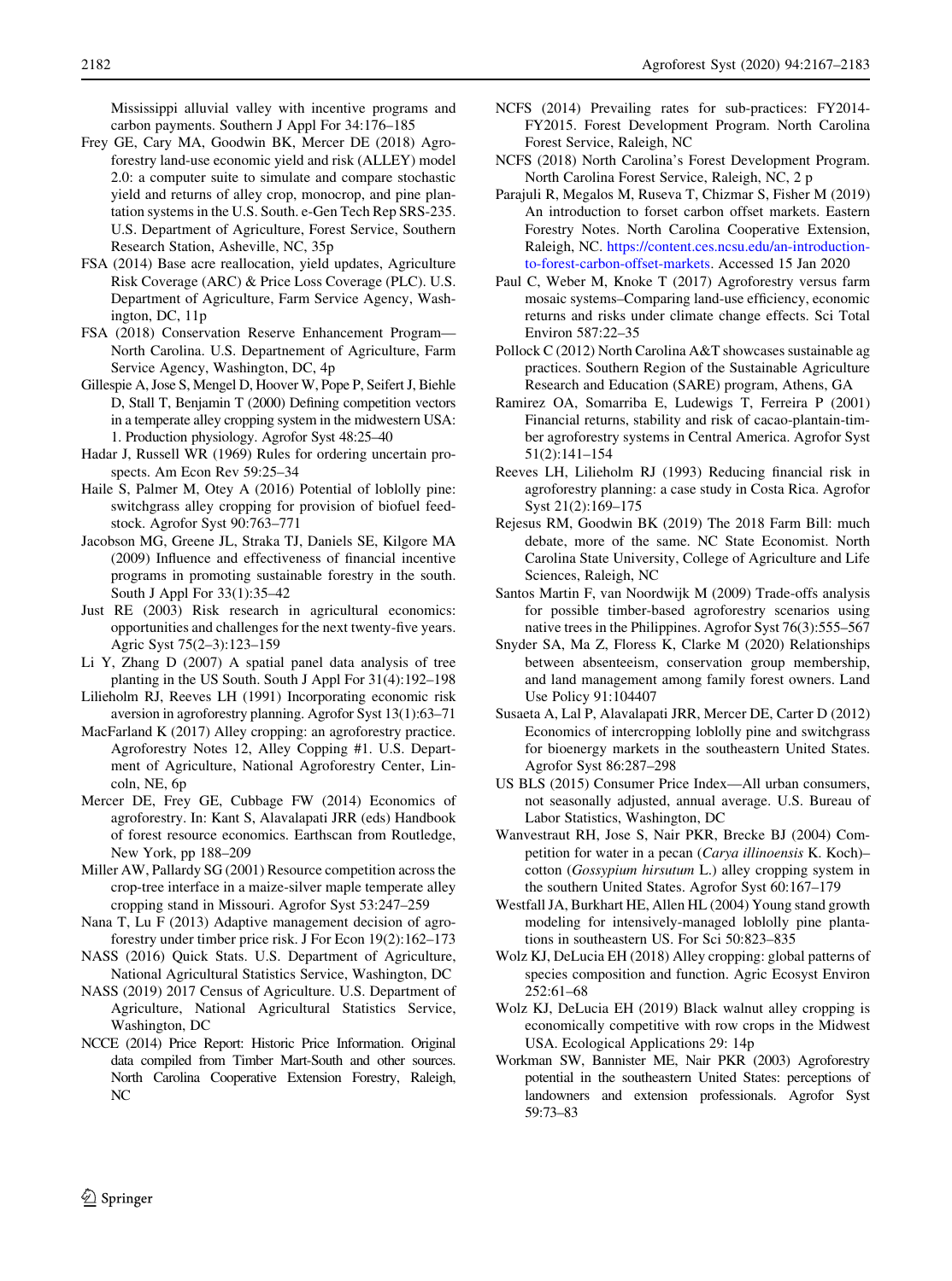Mississippi alluvial valley with incentive programs and carbon payments. Southern J Appl For 34:176–185

Frey GE, Cary MA, Goodwin BK, Mercer DE (2018) Agroforestry land-use economic yield and risk (ALLEY) model 2.0: a computer suite to simulate and compare stochastic yield and returns of alley crop, monocrop, and pine plantation systems in the U.S. South. e-Gen Tech Rep SRS-235. U.S. Department of Agriculture, Forest Service, Southern Research Station, Asheville, NC, 35p

FSA (2014) Base acre reallocation, yield updates, Agriculture Risk Coverage (ARC) & Price Loss Coverage (PLC). U.S. Department of Agriculture, Farm Service Agency, Washington, DC, 11p

FSA (2018) Conservation Reserve Enhancement Program—North Carolina. U.S. Departnement of Agriculture, Farm Service Agency, Washington, DC, 4p

Gillespie A, Jose S, Mengel D, Hoover W, Pope P, Seifert J, Biehle D, Stall T, Benjamin T (2000) Defining competition vectors in a temperate alley cropping system in the midwestern USA: 1. Production physiology. Agrofor Syst 48:25–40

Hadar J, Russell WR (1969) Rules for ordering uncertain prospects. Am Econ Rev 59:25–34

Haile S, Palmer M, Otey A (2016) Potential of loblolly pine: switchgrass alley cropping for provision of biofuel feedstock. Agrofor Syst 90:763–771

Jacobson MG, Greene JL, Straka TJ, Daniels SE, Kilgore MA (2009) Influence and effectiveness of financial incentive programs in promoting sustainable forestry in the south. South J Appl For 33(1):35–42

Just RE (2003) Risk research in agricultural economics: opportunities and challenges for the next twenty-five years. Agric Syst 75(2–3):123–159

Li Y, Zhang D (2007) A spatial panel data analysis of tree planting in the US South. South J Appl For 31(4):192–198

Lilieholm RJ, Reeves LH (1991) Incorporating economic risk aversion in agroforestry planning. Agrofor Syst 13(1):63–71

MacFarland K (2017) Alley cropping: an agroforestry practice. Agroforestry Notes 12, Alley Copping #1. U.S. Department of Agriculture, National Agroforestry Center, Lincoln, NE, 6p

Mercer DE, Frey GE, Cubbage FW (2014) Economics of agroforestry. In: Kant S, Alavalapati JRR (eds) Handbook of forest resource economics. Earthscan from Routledge, New York, pp 188–209

Miller AW, Pallardy SG (2001) Resource competition across the crop-tree interface in a maize-silver maple temperate alley cropping stand in Missouri. Agrofor Syst 53:247–259

Nana T, Lu F (2013) Adaptive management decision of agroforestry under timber price risk. J For Econ 19(2):162–173

NASS (2016) Quick Stats. U.S. Department of Agriculture, National Agricultural Statistics Service, Washington, DC

NASS (2019) 2017 Census of Agriculture. U.S. Department of Agriculture, National Agricultural Statistics Service, Washington, DC

NCCE (2014) Price Report: Historic Price Information. Original data compiled from Timber Mart-South and other sources. North Carolina Cooperative Extension Forestry, Raleigh, NC

NCFS (2014) Prevailing rates for sub-practices: FY2014-FY2015. Forest Development Program. North Carolina Forest Service, Raleigh, NC

NCFS (2018) North Carolina's Forest Development Program. North Carolina Forest Service, Raleigh, NC, 2 p

Parajuli R, Megalos M, Ruseva T, Chizmar S, Fisher M (2019) An introduction to forset carbon offset markets. Eastern Forestry Notes. North Carolina Cooperative Extension, Raleigh, NC. https://content.ces.ncsu.edu/an-introduction-to-forest-carbon-offset-markets. Accessed 15 Jan 2020

Paul C, Weber M, Knoke T (2017) Agroforestry versus farm mosaic systems–Comparing land-use efficiency, economic returns and risks under climate change effects. Sci Total Environ 587:22–35

Pollock C (2012) North Carolina A&T showcases sustainable ag practices. Southern Region of the Sustainable Agriculture Research and Education (SARE) program, Athens, GA

Ramirez OA, Somarriba E, Ludewigs T, Ferreira P (2001) Financial returns, stability and risk of cacao-plantain-timber agroforestry systems in Central America. Agrofor Syst 51(2):141–154

Reeves LH, Lilieholm RJ (1993) Reducing financial risk in agroforestry planning: a case study in Costa Rica. Agrofor Syst 21(2):169–175

Rejesus RM, Goodwin BK (2019) The 2018 Farm Bill: much debate, more of the same. NC State Economist. North Carolina State University, College of Agriculture and Life Sciences, Raleigh, NC

Santos Martin F, van Noordwijk M (2009) Trade-offs analysis for possible timber-based agroforestry scenarios using native trees in the Philippines. Agrofor Syst 76(3):555–567

Snyder SA, Ma Z, Floress K, Clarke M (2020) Relationships between absenteeism, conservation group membership, and land management among family forest owners. Land Use Policy 91:104407

Susaeta A, Lal P, Alavalapati JRR, Mercer DE, Carter D (2012) Economics of intercropping loblolly pine and switchgrass for bioenergy markets in the southeastern United States. Agrofor Syst 86:287–298

US BLS (2015) Consumer Price Index—All urban consumers, not seasonally adjusted, annual average. U.S. Bureau of Labor Statistics, Washington, DC

Wanvestraut RH, Jose S, Nair PKR, Brecke BJ (2004) Competition for water in a pecan (*Carya illinoensis* K. Koch)–cotton (*Gossypium hirsutum* L.) alley cropping system in the southern United States. Agrofor Syst 60:167–179

Westfall JA, Burkhart HE, Allen HL (2004) Young stand growth modeling for intensively-managed loblolly pine plantations in southeastern US. For Sci 50:823–835

Wolz KJ, DeLucia EH (2018) Alley cropping: global patterns of species composition and function. Agric Ecosyst Environ 252:61–68

Wolz KJ, DeLucia EH (2019) Black walnut alley cropping is economically competitive with row crops in the Midwest USA. Ecological Applications 29: 14p

Workman SW, Bannister ME, Nair PKR (2003) Agroforestry potential in the southeastern United States: perceptions of landowners and extension professionals. Agrofor Syst 59:73–83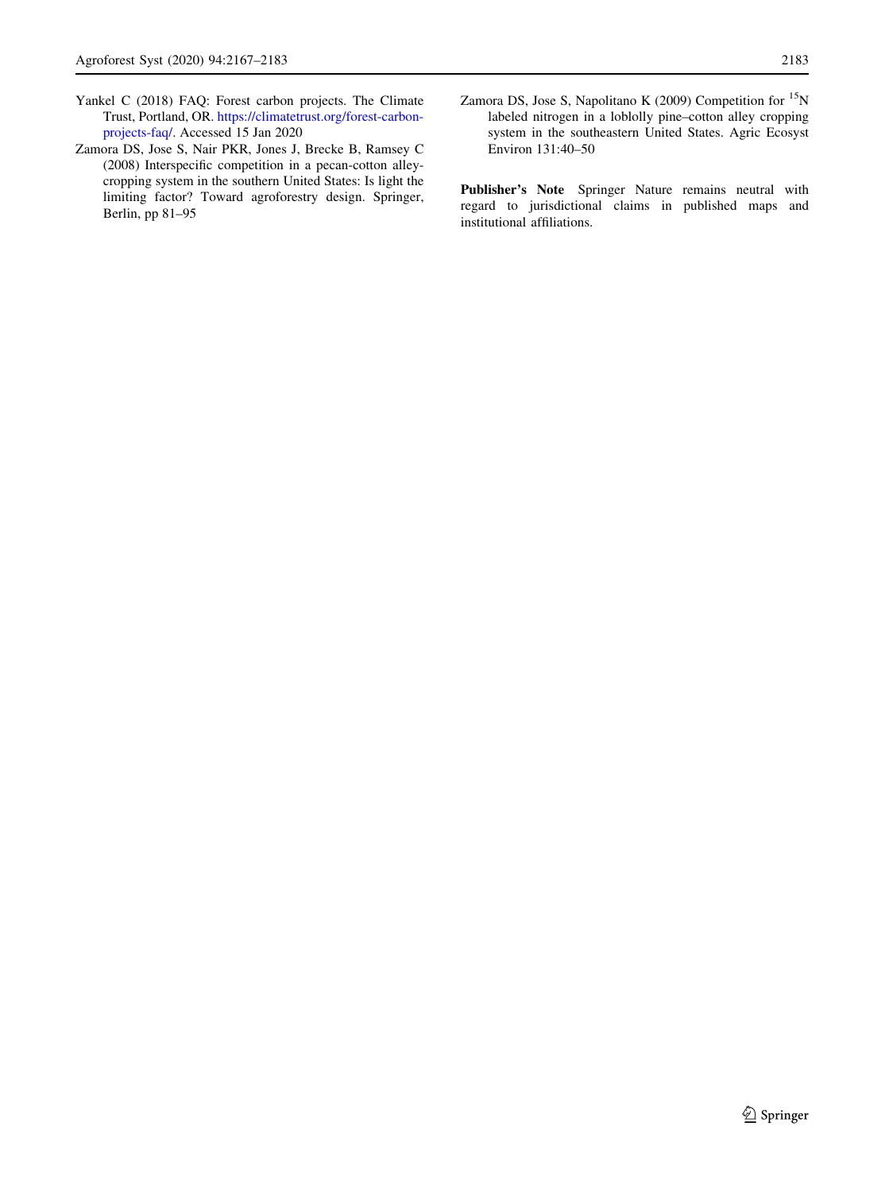Yankel C (2018) FAQ: Forest carbon projects. The Climate Trust, Portland, OR. https://climatetrust.org/forest-carbon-projects-faq/. Accessed 15 Jan 2020

Zamora DS, Jose S, Nair PKR, Jones J, Brecke B, Ramsey C (2008) Interspecific competition in a pecan-cotton alley-cropping system in the southern United States: Is light the limiting factor? Toward agroforestry design. Springer, Berlin, pp 81–95

Zamora DS, Jose S, Napolitano K (2009) Competition for $^{15}N$ labeled nitrogen in a loblolly pine–cotton alley cropping system in the southeastern United States. Agric Ecosyst Environ 131:40–50

**Publisher's Note** Springer Nature remains neutral with regard to jurisdictional claims in published maps and institutional affiliations.